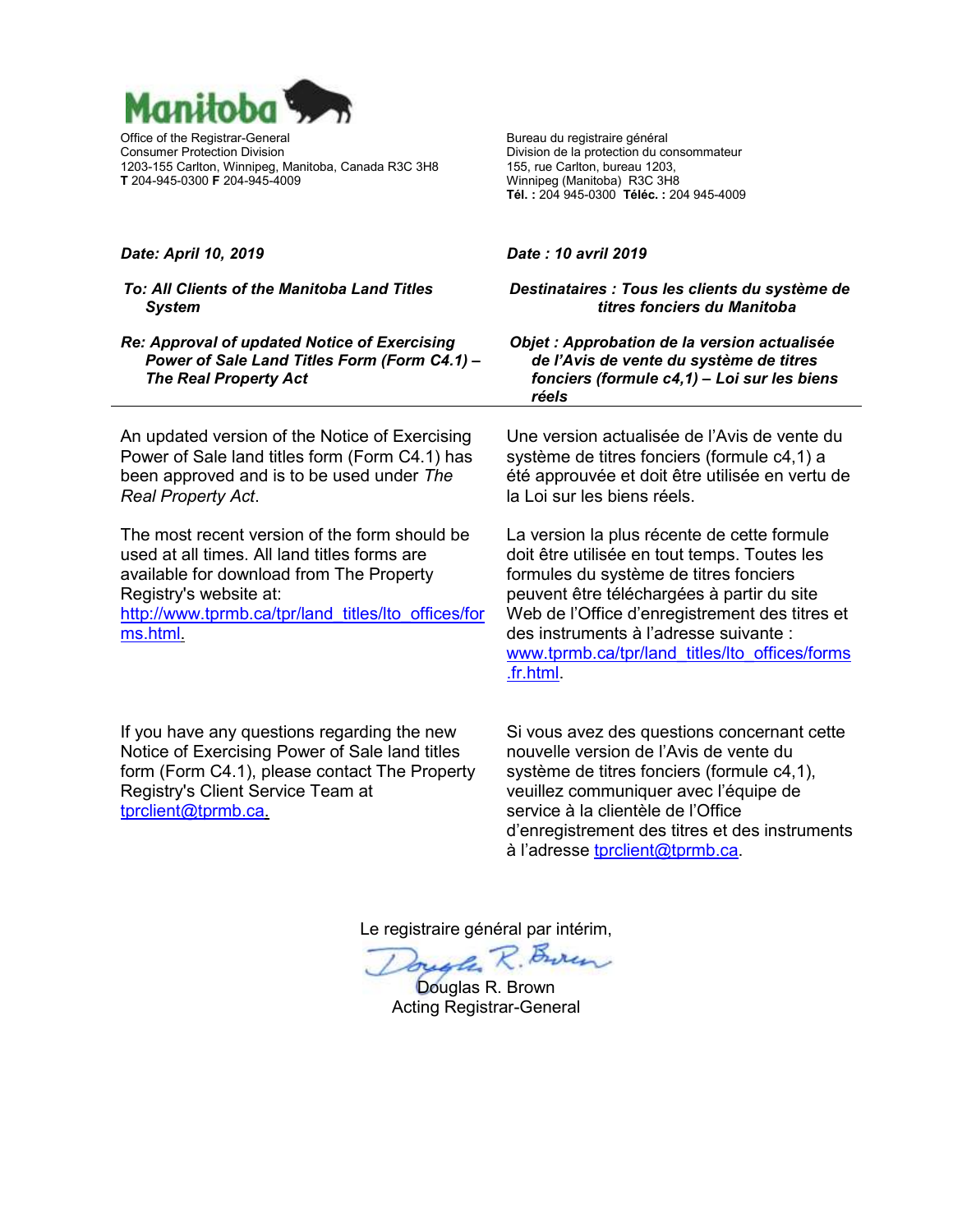Manitoba

Office of the Registrar-General
Consumer Protection Division
1203-155 Carlton, Winnipeg, Manitoba, Canada R3C 3H8
**T** 204-945-0300 **F** 204-945-4009

Bureau du registraire général
Division de la protection du consommateur
155, rue Carlton, bureau 1203,
Winnipeg (Manitoba) R3C 3H8
**Tél. :** 204 945-0300 **Téléc. :** 204 945-4009

***Date: April 10, 2019***

***To: All Clients of the Manitoba Land Titles System***

***Re: Approval of updated Notice of Exercising Power of Sale Land Titles Form (Form C4.1) – The Real Property Act***

An updated version of the Notice of Exercising Power of Sale land titles form (Form C4.1) has been approved and is to be used under *The Real Property Act*.

The most recent version of the form should be used at all times. All land titles forms are available for download from The Property Registry's website at: http://www.tprmb.ca/tpr/land_titles/lto_offices/forms.html.

If you have any questions regarding the new Notice of Exercising Power of Sale land titles form (Form C4.1), please contact The Property Registry's Client Service Team at tprclient@tprmb.ca.

***Date : 10 avril 2019***

***Destinataires : Tous les clients du système de titres fonciers du Manitoba***

***Objet : Approbation de la version actualisée de l'Avis de vente du système de titres fonciers (formule c4,1) – Loi sur les biens réels***

Une version actualisée de l'Avis de vente du système de titres fonciers (formule c4,1) a été approuvée et doit être utilisée en vertu de la Loi sur les biens réels.

La version la plus récente de cette formule doit être utilisée en tout temps. Toutes les formules du système de titres fonciers peuvent être téléchargées à partir du site Web de l'Office d'enregistrement des titres et des instruments à l'adresse suivante : www.tprmb.ca/tpr/land_titles/lto_offices/forms.fr.html.

Si vous avez des questions concernant cette nouvelle version de l'Avis de vente du système de titres fonciers (formule c4,1), veuillez communiquer avec l'équipe de service à la clientèle de l'Office d'enregistrement des titres et des instruments à l'adresse tprclient@tprmb.ca.

Le registraire général par intérim,

Douglas R. Brown
Acting Registrar-General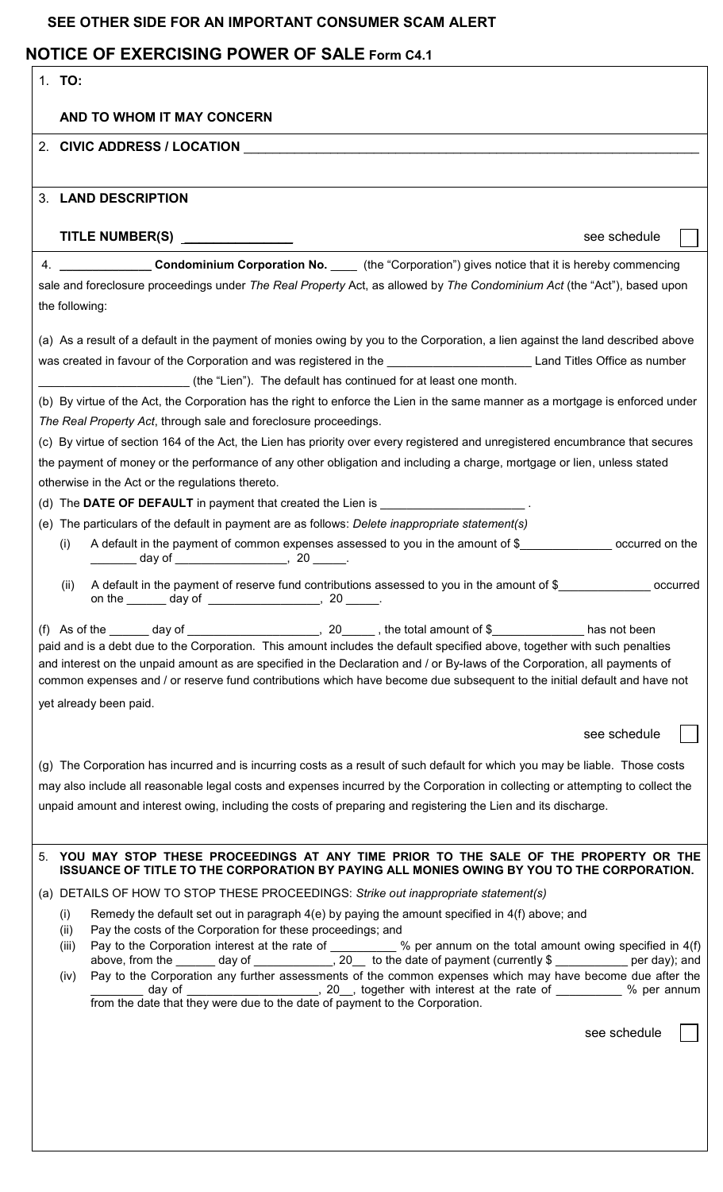**SEE OTHER SIDE FOR AN IMPORTANT CONSUMER SCAM ALERT**

# NOTICE OF EXERCISING POWER OF SALE Form C4.1

1. **TO:**

   **AND TO WHOM IT MAY CONCERN**

2. **CIVIC ADDRESS / LOCATION** ______________________________________________

3. **LAND DESCRIPTION**

   **TITLE NUMBER(S)** ______________ see schedule ☐

4. _____________ **Condominium Corporation No.** ____ (the "Corporation") gives notice that it is hereby commencing sale and foreclosure proceedings under *The Real Property* Act, as allowed by *The Condominium Act* (the "Act"), based upon the following:

(a) As a result of a default in the payment of monies owing by you to the Corporation, a lien against the land described above was created in favour of the Corporation and was registered in the _____________________ Land Titles Office as number ______________________ (the "Lien"). The default has continued for at least one month.

(b) By virtue of the Act, the Corporation has the right to enforce the Lien in the same manner as a mortgage is enforced under *The Real Property Act*, through sale and foreclosure proceedings.

(c) By virtue of section 164 of the Act, the Lien has priority over every registered and unregistered encumbrance that secures the payment of money or the performance of any other obligation and including a charge, mortgage or lien, unless stated otherwise in the Act or the regulations thereto.

(d) The **DATE OF DEFAULT** in payment that created the Lien is _____________________ .

(e) The particulars of the default in payment are as follows: *Delete inappropriate statement(s)*

- (i) A default in the payment of common expenses assessed to you in the amount of $_____________ occurred on the _______ day of ________________, 20 _____.
- (ii) A default in the payment of reserve fund contributions assessed to you in the amount of $_____________ occurred on the ______ day of ________________, 20 _____.

(f) As of the ______ day of ___________________, 20_____ , the total amount of $______________ has not been paid and is a debt due to the Corporation. This amount includes the default specified above, together with such penalties and interest on the unpaid amount as are specified in the Declaration and / or By-laws of the Corporation, all payments of common expenses and / or reserve fund contributions which have become due subsequent to the initial default and have not yet already been paid.

see schedule ☐

(g) The Corporation has incurred and is incurring costs as a result of such default for which you may be liable. Those costs may also include all reasonable legal costs and expenses incurred by the Corporation in collecting or attempting to collect the unpaid amount and interest owing, including the costs of preparing and registering the Lien and its discharge.

5. **YOU MAY STOP THESE PROCEEDINGS AT ANY TIME PRIOR TO THE SALE OF THE PROPERTY OR THE ISSUANCE OF TITLE TO THE CORPORATION BY PAYING ALL MONIES OWING BY YOU TO THE CORPORATION.**

(a) DETAILS OF HOW TO STOP THESE PROCEEDINGS: *Strike out inappropriate statement(s)*

- (i) Remedy the default set out in paragraph 4(e) by paying the amount specified in 4(f) above; and
- (ii) Pay the costs of the Corporation for these proceedings; and
- (iii) Pay to the Corporation interest at the rate of _________ % per annum on the total amount owing specified in 4(f) above, from the ______ day of ____________, 20__ to the date of payment (currently $ ___________ per day); and
- (iv) Pay to the Corporation any further assessments of the common expenses which may have become due after the ________ day of ___________________, 20__, together with interest at the rate of __________ % per annum from the date that they were due to the date of payment to the Corporation.

see schedule ☐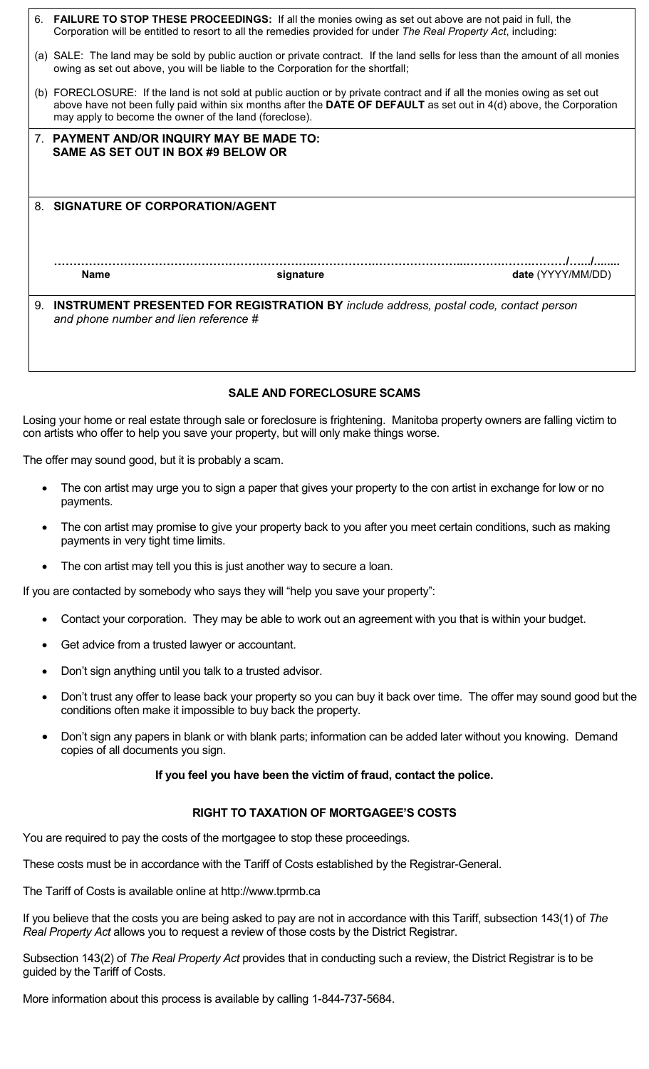6. **FAILURE TO STOP THESE PROCEEDINGS:** If all the monies owing as set out above are not paid in full, the Corporation will be entitled to resort to all the remedies provided for under *The Real Property Act*, including:

(a) SALE: The land may be sold by public auction or private contract. If the land sells for less than the amount of all monies owing as set out above, you will be liable to the Corporation for the shortfall;

(b) FORECLOSURE: If the land is not sold at public auction or by private contract and if all the monies owing as set out above have not been fully paid within six months after the **DATE OF DEFAULT** as set out in 4(d) above, the Corporation may apply to become the owner of the land (foreclose).

7. **PAYMENT AND/OR INQUIRY MAY BE MADE TO: SAME AS SET OUT IN BOX #9 BELOW OR**

8. **SIGNATURE OF CORPORATION/AGENT**

……………………………………………………………………………………………………………………/……/……..

**Name** | **signature** | **date** (YYYY/MM/DD)

9. **INSTRUMENT PRESENTED FOR REGISTRATION BY** *include address, postal code, contact person and phone number and lien reference #*

## SALE AND FORECLOSURE SCAMS

Losing your home or real estate through sale or foreclosure is frightening. Manitoba property owners are falling victim to con artists who offer to help you save your property, but will only make things worse.

The offer may sound good, but it is probably a scam.

- The con artist may urge you to sign a paper that gives your property to the con artist in exchange for low or no payments.
- The con artist may promise to give your property back to you after you meet certain conditions, such as making payments in very tight time limits.
- The con artist may tell you this is just another way to secure a loan.

If you are contacted by somebody who says they will "help you save your property":

- Contact your corporation. They may be able to work out an agreement with you that is within your budget.
- Get advice from a trusted lawyer or accountant.
- Don't sign anything until you talk to a trusted advisor.
- Don't trust any offer to lease back your property so you can buy it back over time. The offer may sound good but the conditions often make it impossible to buy back the property.
- Don't sign any papers in blank or with blank parts; information can be added later without you knowing. Demand copies of all documents you sign.

**If you feel you have been the victim of fraud, contact the police.**

## RIGHT TO TAXATION OF MORTGAGEE'S COSTS

You are required to pay the costs of the mortgagee to stop these proceedings.

These costs must be in accordance with the Tariff of Costs established by the Registrar-General.

The Tariff of Costs is available online at http://www.tprmb.ca

If you believe that the costs you are being asked to pay are not in accordance with this Tariff, subsection 143(1) of *The Real Property Act* allows you to request a review of those costs by the District Registrar.

Subsection 143(2) of *The Real Property Act* provides that in conducting such a review, the District Registrar is to be guided by the Tariff of Costs.

More information about this process is available by calling 1-844-737-5684.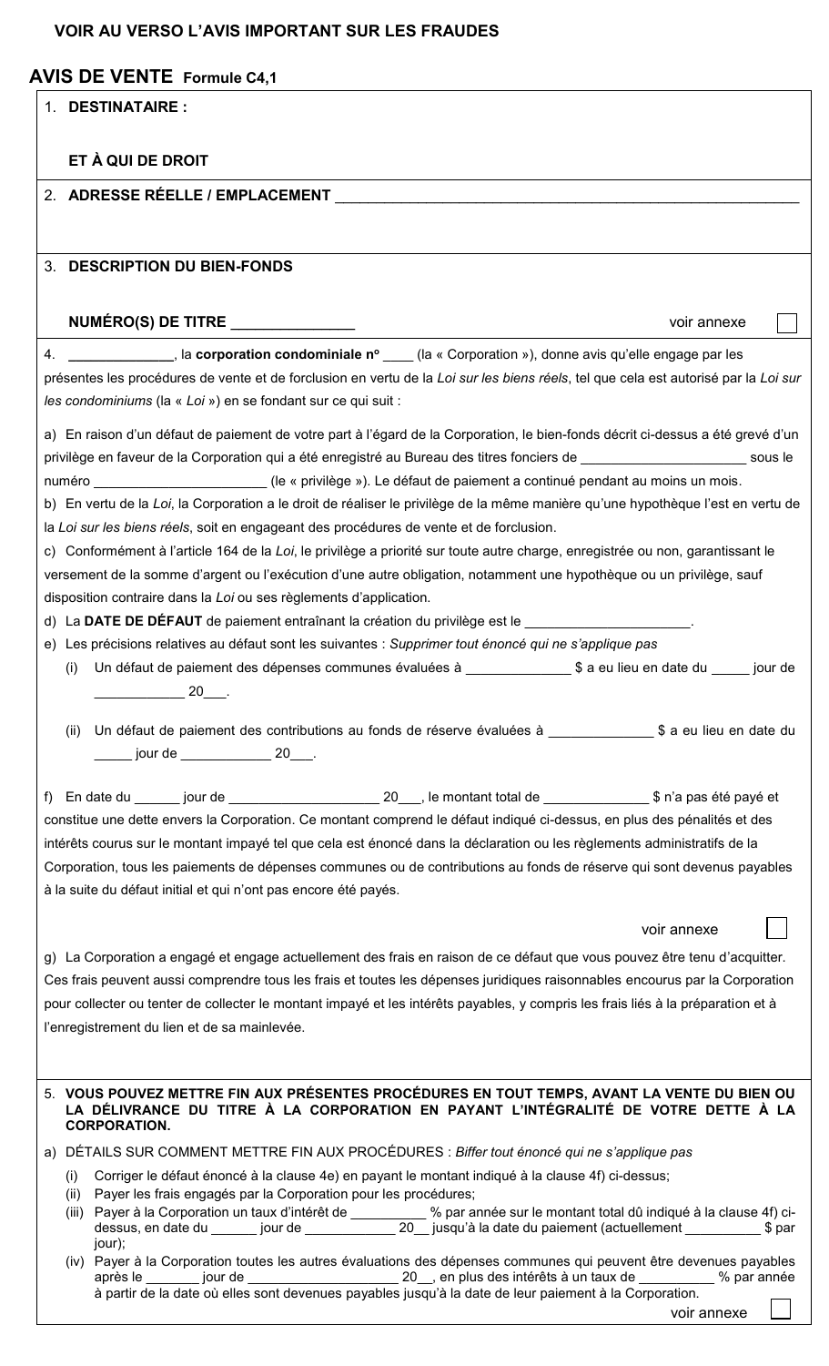**VOIR AU VERSO L'AVIS IMPORTANT SUR LES FRAUDES**

## AVIS DE VENTE Formule C4,1

1. **DESTINATAIRE :**

   **ET À QUI DE DROIT**

2. **ADRESSE RÉELLE / EMPLACEMENT** ______________________________________________

3. **DESCRIPTION DU BIEN-FONDS**

   **NUMÉRO(S) DE TITRE** ______________ voir annexe ☐

4. ______________, la **corporation condominiale nº** ____ (la « Corporation »), donne avis qu'elle engage par les présentes les procédures de vente et de forclusion en vertu de la *Loi sur les biens réels*, tel que cela est autorisé par la *Loi sur les condominiums* (la « *Loi* ») en se fondant sur ce qui suit :

a) En raison d'un défaut de paiement de votre part à l'égard de la Corporation, le bien-fonds décrit ci-dessus a été grevé d'un privilège en faveur de la Corporation qui a été enregistré au Bureau des titres fonciers de ______________________ sous le numéro ______________________ (le « privilège »). Le défaut de paiement a continué pendant au moins un mois.

b) En vertu de la *Loi*, la Corporation a le droit de réaliser le privilège de la même manière qu'une hypothèque l'est en vertu de la *Loi sur les biens réels*, soit en engageant des procédures de vente et de forclusion.

c) Conformément à l'article 164 de la *Loi*, le privilège a priorité sur toute autre charge, enregistrée ou non, garantissant le versement de la somme d'argent ou l'exécution d'une autre obligation, notamment une hypothèque ou un privilège, sauf disposition contraire dans la *Loi* ou ses règlements d'application.

d) La **DATE DE DÉFAUT** de paiement entraînant la création du privilège est le ______________________.

e) Les précisions relatives au défaut sont les suivantes : *Supprimer tout énoncé qui ne s'applique pas*

   (i) Un défaut de paiement des dépenses communes évaluées à ______________ $ a eu lieu en date du _____ jour de ____________ 20___.

   (ii) Un défaut de paiement des contributions au fonds de réserve évaluées à ______________ $ a eu lieu en date du _____ jour de ____________ 20___.

f) En date du ______ jour de ____________________ 20___, le montant total de ______________ $ n'a pas été payé et constitue une dette envers la Corporation. Ce montant comprend le défaut indiqué ci-dessus, en plus des pénalités et des intérêts courus sur le montant impayé tel que cela est énoncé dans la déclaration ou les règlements administratifs de la Corporation, tous les paiements de dépenses communes ou de contributions au fonds de réserve qui sont devenus payables à la suite du défaut initial et qui n'ont pas encore été payés.

voir annexe ☐

g) La Corporation a engagé et engage actuellement des frais en raison de ce défaut que vous pouvez être tenu d'acquitter. Ces frais peuvent aussi comprendre tous les frais et toutes les dépenses juridiques raisonnables encourus par la Corporation pour collecter ou tenter de collecter le montant impayé et les intérêts payables, y compris les frais liés à la préparation et à l'enregistrement du lien et de sa mainlevée.

5. **VOUS POUVEZ METTRE FIN AUX PRÉSENTES PROCÉDURES EN TOUT TEMPS, AVANT LA VENTE DU BIEN OU LA DÉLIVRANCE DU TITRE À LA CORPORATION EN PAYANT L'INTÉGRALITÉ DE VOTRE DETTE À LA CORPORATION.**

a) DÉTAILS SUR COMMENT METTRE FIN AUX PROCÉDURES : *Biffer tout énoncé qui ne s'applique pas*

   (i) Corriger le défaut énoncé à la clause 4e) en payant le montant indiqué à la clause 4f) ci-dessus;

   (ii) Payer les frais engagés par la Corporation pour les procédures;

   (iii) Payer à la Corporation un taux d'intérêt de __________ % par année sur le montant total dû indiqué à la clause 4f) ci-dessus, en date du ______ jour de ____________ 20__ jusqu'à la date du paiement (actuellement __________ $ par jour);

   (iv) Payer à la Corporation toutes les autres évaluations des dépenses communes qui peuvent être devenues payables après le _______ jour de ____________________ 20__, en plus des intérêts à un taux de __________ % par année à partir de la date où elles sont devenues payables jusqu'à la date de leur paiement à la Corporation.

voir annexe ☐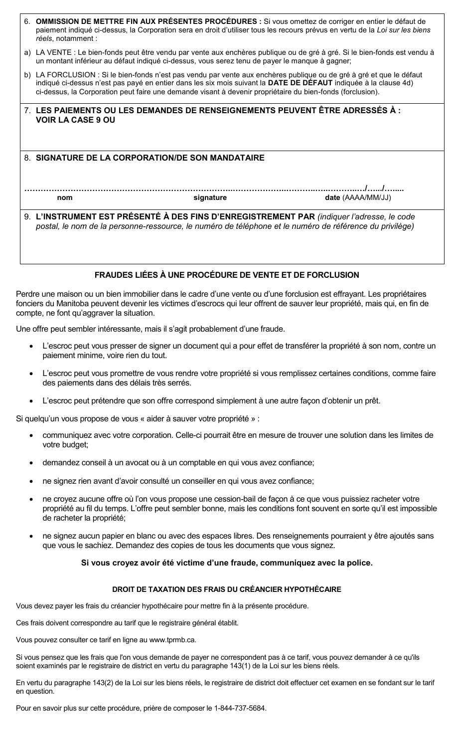6. **OMMISSION DE METTRE FIN AUX PRÉSENTES PROCÉDURES :** Si vous omettez de corriger en entier le défaut de paiement indiqué ci-dessus, la Corporation sera en droit d'utiliser tous les recours prévus en vertu de la *Loi sur les biens réels*, notamment :

a) LA VENTE : Le bien-fonds peut être vendu par vente aux enchères publique ou de gré à gré. Si le bien-fonds est vendu à un montant inférieur au défaut indiqué ci-dessus, vous serez tenu de payer le manque à gagner;

b) LA FORCLUSION : Si le bien-fonds n'est pas vendu par vente aux enchères publique ou de gré à gré et que le défaut indiqué ci-dessus n'est pas payé en entier dans les six mois suivant la **DATE DE DÉFAUT** indiquée à la clause 4d) ci-dessus, la Corporation peut faire une demande visant à devenir propriétaire du bien-fonds (forclusion).

7. **LES PAIEMENTS OU LES DEMANDES DE RENSEIGNEMENTS PEUVENT ÊTRE ADRESSÉS À : VOIR LA CASE 9 OU**

8. **SIGNATURE DE LA CORPORATION/DE SON MANDATAIRE**

……………………………………………………………………………………………………………………………/……/……

nom — signature — **date** (AAAA/MM/JJ)

9. **L'INSTRUMENT EST PRÉSENTÉ À DES FINS D'ENREGISTREMENT PAR** *(indiquer l'adresse, le code postal, le nom de la personne-ressource, le numéro de téléphone et le numéro de référence du privilège)*

## FRAUDES LIÉES À UNE PROCÉDURE DE VENTE ET DE FORCLUSION

Perdre une maison ou un bien immobilier dans le cadre d'une vente ou d'une forclusion est effrayant. Les propriétaires fonciers du Manitoba peuvent devenir les victimes d'escrocs qui leur offrent de sauver leur propriété, mais qui, en fin de compte, ne font qu'aggraver la situation.

Une offre peut sembler intéressante, mais il s'agit probablement d'une fraude.

- L'escroc peut vous presser de signer un document qui a pour effet de transférer la propriété à son nom, contre un paiement minime, voire rien du tout.
- L'escroc peut vous promettre de vous rendre votre propriété si vous remplissez certaines conditions, comme faire des paiements dans des délais très serrés.
- L'escroc peut prétendre que son offre correspond simplement à une autre façon d'obtenir un prêt.

Si quelqu'un vous propose de vous « aider à sauver votre propriété » :

- communiquez avec votre corporation. Celle-ci pourrait être en mesure de trouver une solution dans les limites de votre budget;
- demandez conseil à un avocat ou à un comptable en qui vous avez confiance;
- ne signez rien avant d'avoir consulté un conseiller en qui vous avez confiance;
- ne croyez aucune offre où l'on vous propose une cession-bail de façon à ce que vous puissiez racheter votre propriété au fil du temps. L'offre peut sembler bonne, mais les conditions font souvent en sorte qu'il est impossible de racheter la propriété;
- ne signez aucun papier en blanc ou avec des espaces libres. Des renseignements pourraient y être ajoutés sans que vous le sachiez. Demandez des copies de tous les documents que vous signez.

**Si vous croyez avoir été victime d'une fraude, communiquez avec la police.**

### DROIT DE TAXATION DES FRAIS DU CRÉANCIER HYPOTHÉCAIRE

Vous devez payer les frais du créancier hypothécaire pour mettre fin à la présente procédure.

Ces frais doivent correspondre au tarif que le registraire général établit.

Vous pouvez consulter ce tarif en ligne au www.tprmb.ca.

Si vous pensez que les frais que l'on vous demande de payer ne correspondent pas à ce tarif, vous pouvez demander à ce qu'ils soient examinés par le registraire de district en vertu du paragraphe 143(1) de la Loi sur les biens réels.

En vertu du paragraphe 143(2) de la Loi sur les biens réels, le registraire de district doit effectuer cet examen en se fondant sur le tarif en question.

Pour en savoir plus sur cette procédure, prière de composer le 1-844-737-5684.